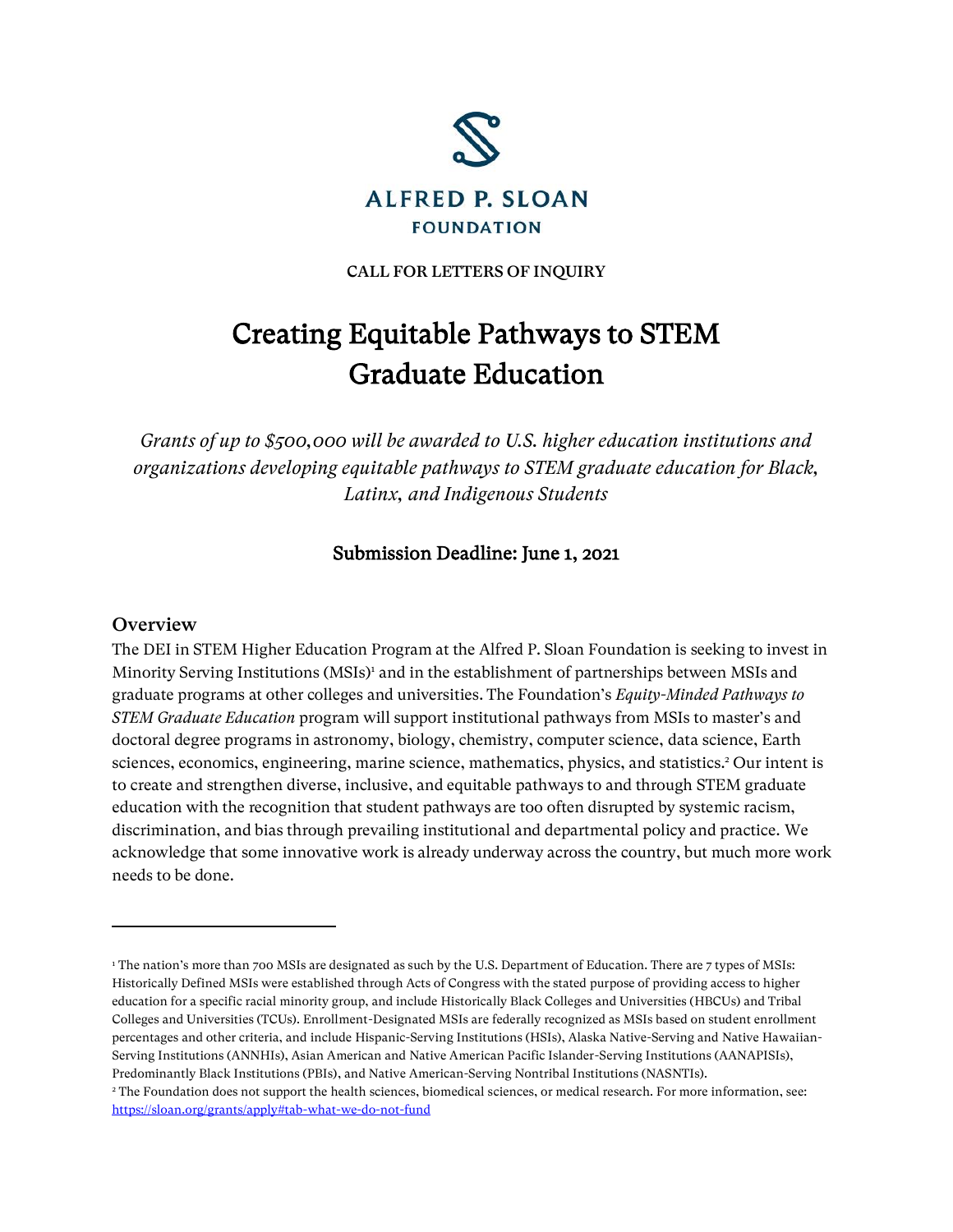ALFRED P. SLOAN
FOUNDATION

**CALL FOR LETTERS OF INQUIRY**

# Creating Equitable Pathways to STEM Graduate Education

*Grants of up to $500,000 will be awarded to U.S. higher education institutions and organizations developing equitable pathways to STEM graduate education for Black, Latinx, and Indigenous Students*

### Submission Deadline: June 1, 2021

## Overview

The DEI in STEM Higher Education Program at the Alfred P. Sloan Foundation is seeking to invest in Minority Serving Institutions (MSIs)[1] and in the establishment of partnerships between MSIs and graduate programs at other colleges and universities. The Foundation's *Equity-Minded Pathways to STEM Graduate Education* program will support institutional pathways from MSIs to master's and doctoral degree programs in astronomy, biology, chemistry, computer science, data science, Earth sciences, economics, engineering, marine science, mathematics, physics, and statistics.[2] Our intent is to create and strengthen diverse, inclusive, and equitable pathways to and through STEM graduate education with the recognition that student pathways are too often disrupted by systemic racism, discrimination, and bias through prevailing institutional and departmental policy and practice. We acknowledge that some innovative work is already underway across the country, but much more work needs to be done.

---

[1] The nation's more than 700 MSIs are designated as such by the U.S. Department of Education. There are 7 types of MSIs: Historically Defined MSIs were established through Acts of Congress with the stated purpose of providing access to higher education for a specific racial minority group, and include Historically Black Colleges and Universities (HBCUs) and Tribal Colleges and Universities (TCUs). Enrollment-Designated MSIs are federally recognized as MSIs based on student enrollment percentages and other criteria, and include Hispanic-Serving Institutions (HSIs), Alaska Native-Serving and Native Hawaiian-Serving Institutions (ANNHIs), Asian American and Native American Pacific Islander-Serving Institutions (AANAPISIs), Predominantly Black Institutions (PBIs), and Native American-Serving Nontribal Institutions (NASNTIs).

[2] The Foundation does not support the health sciences, biomedical sciences, or medical research. For more information, see: https://sloan.org/grants/apply#tab-what-we-do-not-fund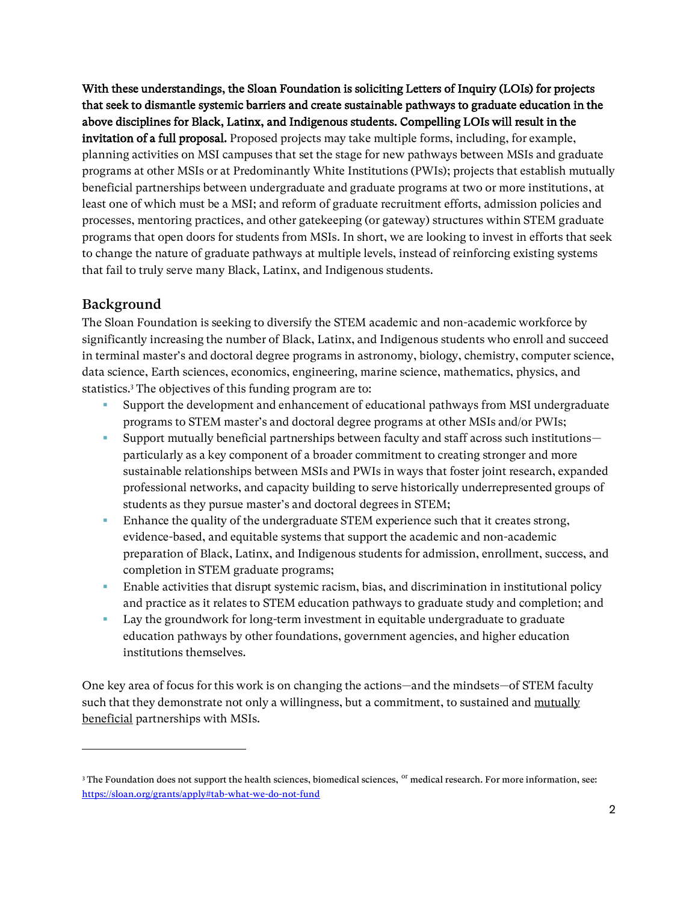**With these understandings, the Sloan Foundation is soliciting Letters of Inquiry (LOIs) for projects that seek to dismantle systemic barriers and create sustainable pathways to graduate education in the above disciplines for Black, Latinx, and Indigenous students. Compelling LOIs will result in the invitation of a full proposal.** Proposed projects may take multiple forms, including, for example, planning activities on MSI campuses that set the stage for new pathways between MSIs and graduate programs at other MSIs or at Predominantly White Institutions (PWIs); projects that establish mutually beneficial partnerships between undergraduate and graduate programs at two or more institutions, at least one of which must be a MSI; and reform of graduate recruitment efforts, admission policies and processes, mentoring practices, and other gatekeeping (or gateway) structures within STEM graduate programs that open doors for students from MSIs. In short, we are looking to invest in efforts that seek to change the nature of graduate pathways at multiple levels, instead of reinforcing existing systems that fail to truly serve many Black, Latinx, and Indigenous students.

## Background

The Sloan Foundation is seeking to diversify the STEM academic and non-academic workforce by significantly increasing the number of Black, Latinx, and Indigenous students who enroll and succeed in terminal master's and doctoral degree programs in astronomy, biology, chemistry, computer science, data science, Earth sciences, economics, engineering, marine science, mathematics, physics, and statistics.[3] The objectives of this funding program are to:

- Support the development and enhancement of educational pathways from MSI undergraduate programs to STEM master's and doctoral degree programs at other MSIs and/or PWIs;
- Support mutually beneficial partnerships between faculty and staff across such institutions—particularly as a key component of a broader commitment to creating stronger and more sustainable relationships between MSIs and PWIs in ways that foster joint research, expanded professional networks, and capacity building to serve historically underrepresented groups of students as they pursue master's and doctoral degrees in STEM;
- Enhance the quality of the undergraduate STEM experience such that it creates strong, evidence-based, and equitable systems that support the academic and non-academic preparation of Black, Latinx, and Indigenous students for admission, enrollment, success, and completion in STEM graduate programs;
- Enable activities that disrupt systemic racism, bias, and discrimination in institutional policy and practice as it relates to STEM education pathways to graduate study and completion; and
- Lay the groundwork for long-term investment in equitable undergraduate to graduate education pathways by other foundations, government agencies, and higher education institutions themselves.

One key area of focus for this work is on changing the actions—and the mindsets—of STEM faculty such that they demonstrate not only a willingness, but a commitment, to sustained and mutually beneficial partnerships with MSIs.

---

[3] The Foundation does not support the health sciences, biomedical sciences, or medical research. For more information, see: https://sloan.org/grants/apply#tab-what-we-do-not-fund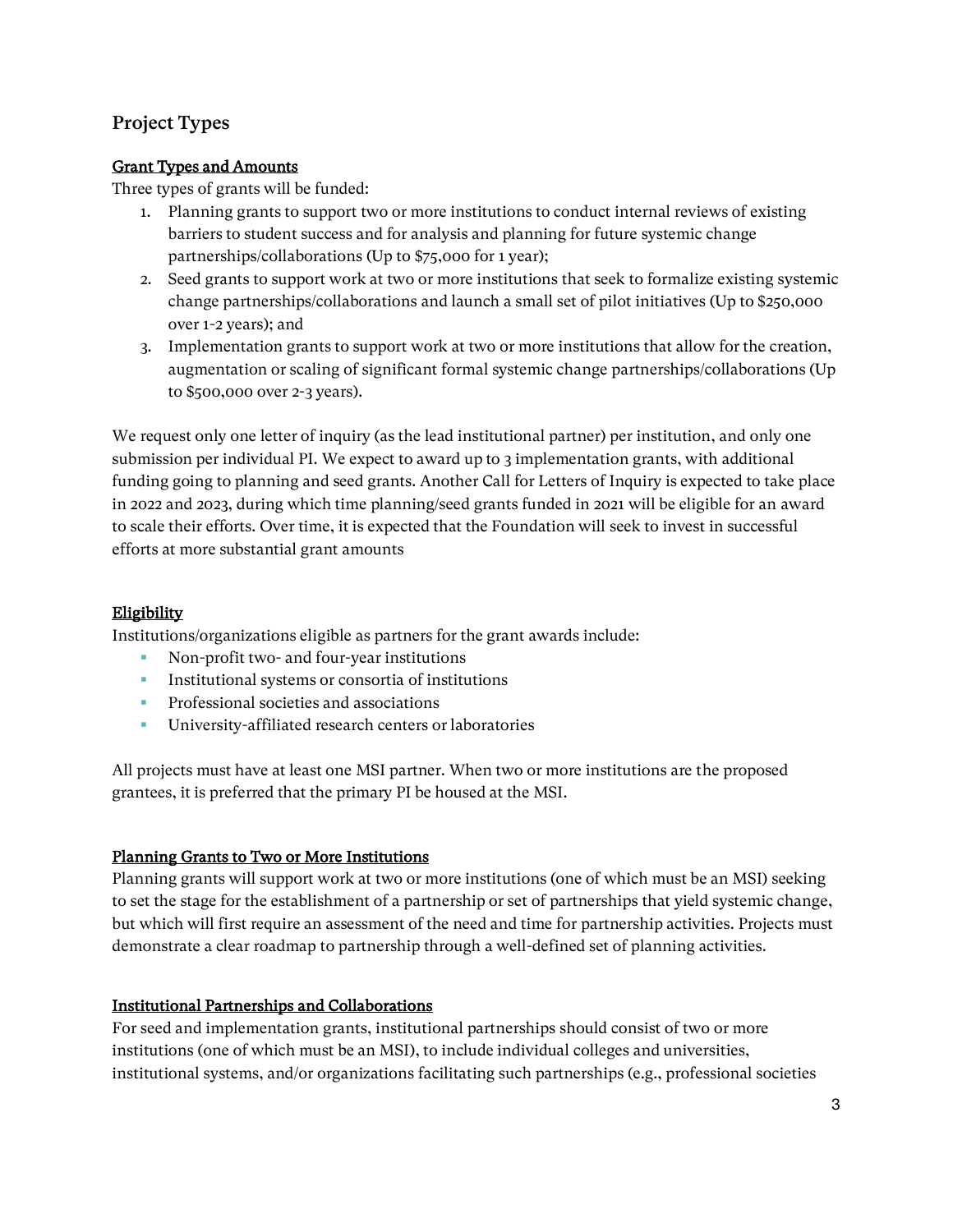## Project Types

<u>Grant Types and Amounts</u>

Three types of grants will be funded:

1. Planning grants to support two or more institutions to conduct internal reviews of existing barriers to student success and for analysis and planning for future systemic change partnerships/collaborations (Up to $75,000 for 1 year);
2. Seed grants to support work at two or more institutions that seek to formalize existing systemic change partnerships/collaborations and launch a small set of pilot initiatives (Up to $250,000 over 1-2 years); and
3. Implementation grants to support work at two or more institutions that allow for the creation, augmentation or scaling of significant formal systemic change partnerships/collaborations (Up to $500,000 over 2-3 years).

We request only one letter of inquiry (as the lead institutional partner) per institution, and only one submission per individual PI. We expect to award up to 3 implementation grants, with additional funding going to planning and seed grants. Another Call for Letters of Inquiry is expected to take place in 2022 and 2023, during which time planning/seed grants funded in 2021 will be eligible for an award to scale their efforts. Over time, it is expected that the Foundation will seek to invest in successful efforts at more substantial grant amounts

<u>Eligibility</u>

Institutions/organizations eligible as partners for the grant awards include:

- Non-profit two- and four-year institutions
- Institutional systems or consortia of institutions
- Professional societies and associations
- University-affiliated research centers or laboratories

All projects must have at least one MSI partner. When two or more institutions are the proposed grantees, it is preferred that the primary PI be housed at the MSI.

<u>Planning Grants to Two or More Institutions</u>

Planning grants will support work at two or more institutions (one of which must be an MSI) seeking to set the stage for the establishment of a partnership or set of partnerships that yield systemic change, but which will first require an assessment of the need and time for partnership activities. Projects must demonstrate a clear roadmap to partnership through a well-defined set of planning activities.

<u>Institutional Partnerships and Collaborations</u>

For seed and implementation grants, institutional partnerships should consist of two or more institutions (one of which must be an MSI), to include individual colleges and universities, institutional systems, and/or organizations facilitating such partnerships (e.g., professional societies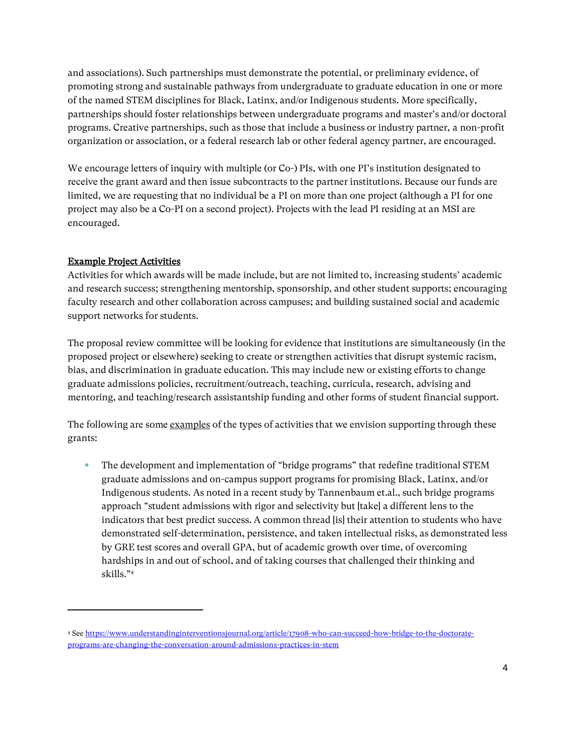and associations). Such partnerships must demonstrate the potential, or preliminary evidence, of promoting strong and sustainable pathways from undergraduate to graduate education in one or more of the named STEM disciplines for Black, Latinx, and/or Indigenous students. More specifically, partnerships should foster relationships between undergraduate programs and master's and/or doctoral programs. Creative partnerships, such as those that include a business or industry partner, a non-profit organization or association, or a federal research lab or other federal agency partner, are encouraged.

We encourage letters of inquiry with multiple (or Co-) PIs, with one PI's institution designated to receive the grant award and then issue subcontracts to the partner institutions. Because our funds are limited, we are requesting that no individual be a PI on more than one project (although a PI for one project may also be a Co-PI on a second project). Projects with the lead PI residing at an MSI are encouraged.

## Example Project Activities

Activities for which awards will be made include, but are not limited to, increasing students' academic and research success; strengthening mentorship, sponsorship, and other student supports; encouraging faculty research and other collaboration across campuses; and building sustained social and academic support networks for students.

The proposal review committee will be looking for evidence that institutions are simultaneously (in the proposed project or elsewhere) seeking to create or strengthen activities that disrupt systemic racism, bias, and discrimination in graduate education. This may include new or existing efforts to change graduate admissions policies, recruitment/outreach, teaching, curricula, research, advising and mentoring, and teaching/research assistantship funding and other forms of student financial support.

The following are some examples of the types of activities that we envision supporting through these grants:

- The development and implementation of "bridge programs" that redefine traditional STEM graduate admissions and on-campus support programs for promising Black, Latinx, and/or Indigenous students. As noted in a recent study by Tannenbaum et.al., such bridge programs approach "student admissions with rigor and selectivity but [take] a different lens to the indicators that best predict success. A common thread [is] their attention to students who have demonstrated self-determination, persistence, and taken intellectual risks, as demonstrated less by GRE test scores and overall GPA, but of academic growth over time, of overcoming hardships in and out of school, and of taking courses that challenged their thinking and skills."[4]

---

[4] See https://www.understandinginterventionsjournal.org/article/17908-who-can-succeed-how-bridge-to-the-doctorate-programs-are-changing-the-conversation-around-admissions-practices-in-stem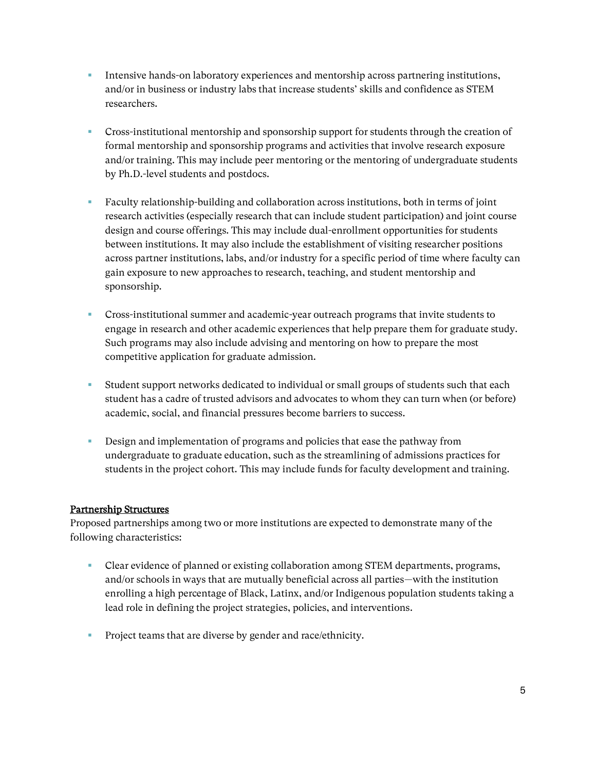- Intensive hands-on laboratory experiences and mentorship across partnering institutions, and/or in business or industry labs that increase students' skills and confidence as STEM researchers.

- Cross-institutional mentorship and sponsorship support for students through the creation of formal mentorship and sponsorship programs and activities that involve research exposure and/or training. This may include peer mentoring or the mentoring of undergraduate students by Ph.D.-level students and postdocs.

- Faculty relationship-building and collaboration across institutions, both in terms of joint research activities (especially research that can include student participation) and joint course design and course offerings. This may include dual-enrollment opportunities for students between institutions. It may also include the establishment of visiting researcher positions across partner institutions, labs, and/or industry for a specific period of time where faculty can gain exposure to new approaches to research, teaching, and student mentorship and sponsorship.

- Cross-institutional summer and academic-year outreach programs that invite students to engage in research and other academic experiences that help prepare them for graduate study. Such programs may also include advising and mentoring on how to prepare the most competitive application for graduate admission.

- Student support networks dedicated to individual or small groups of students such that each student has a cadre of trusted advisors and advocates to whom they can turn when (or before) academic, social, and financial pressures become barriers to success.

- Design and implementation of programs and policies that ease the pathway from undergraduate to graduate education, such as the streamlining of admissions practices for students in the project cohort. This may include funds for faculty development and training.

<u>Partnership Structures</u>

Proposed partnerships among two or more institutions are expected to demonstrate many of the following characteristics:

- Clear evidence of planned or existing collaboration among STEM departments, programs, and/or schools in ways that are mutually beneficial across all parties—with the institution enrolling a high percentage of Black, Latinx, and/or Indigenous population students taking a lead role in defining the project strategies, policies, and interventions.

- Project teams that are diverse by gender and race/ethnicity.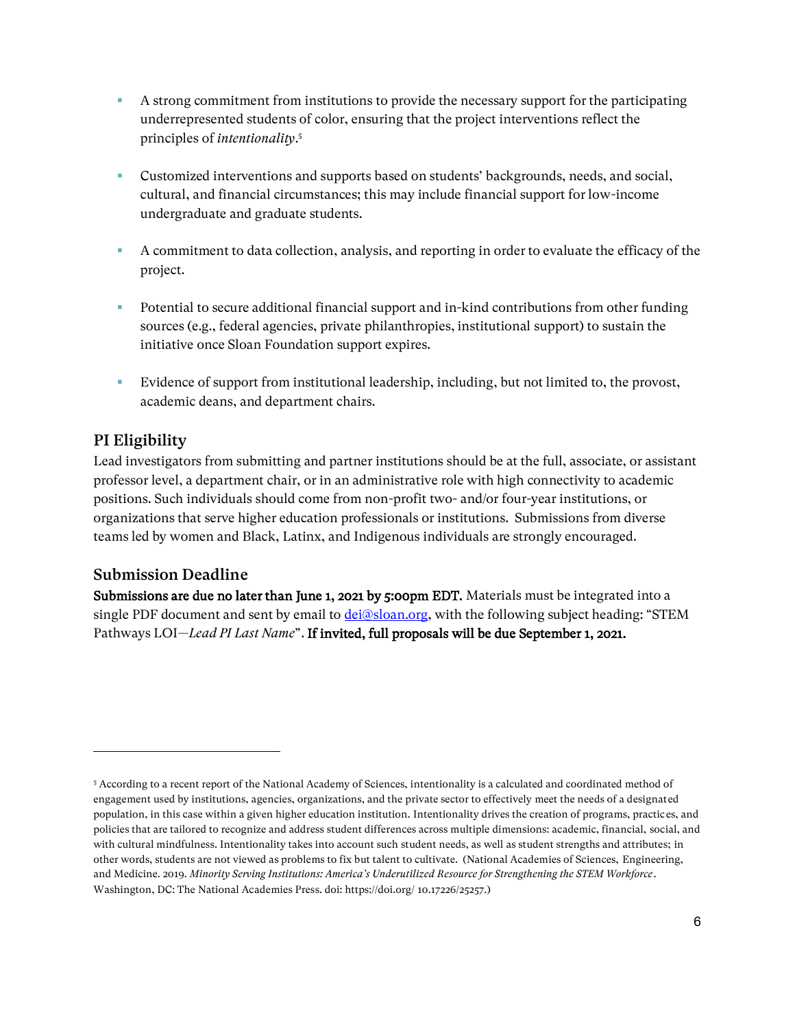- A strong commitment from institutions to provide the necessary support for the participating underrepresented students of color, ensuring that the project interventions reflect the principles of *intentionality*.[5]

- Customized interventions and supports based on students' backgrounds, needs, and social, cultural, and financial circumstances; this may include financial support for low-income undergraduate and graduate students.

- A commitment to data collection, analysis, and reporting in order to evaluate the efficacy of the project.

- Potential to secure additional financial support and in-kind contributions from other funding sources (e.g., federal agencies, private philanthropies, institutional support) to sustain the initiative once Sloan Foundation support expires.

- Evidence of support from institutional leadership, including, but not limited to, the provost, academic deans, and department chairs.

## PI Eligibility

Lead investigators from submitting and partner institutions should be at the full, associate, or assistant professor level, a department chair, or in an administrative role with high connectivity to academic positions. Such individuals should come from non-profit two- and/or four-year institutions, or organizations that serve higher education professionals or institutions. Submissions from diverse teams led by women and Black, Latinx, and Indigenous individuals are strongly encouraged.

## Submission Deadline

**Submissions are due no later than June 1, 2021 by 5:00pm EDT.** Materials must be integrated into a single PDF document and sent by email to [dei@sloan.org](mailto:dei@sloan.org), with the following subject heading: "STEM Pathways LOI—*Lead PI Last Name*". **If invited, full proposals will be due September 1, 2021.**

---

[5] According to a recent report of the National Academy of Sciences, intentionality is a calculated and coordinated method of engagement used by institutions, agencies, organizations, and the private sector to effectively meet the needs of a designated population, in this case within a given higher education institution. Intentionality drives the creation of programs, practices, and policies that are tailored to recognize and address student differences across multiple dimensions: academic, financial, social, and with cultural mindfulness. Intentionality takes into account such student needs, as well as student strengths and attributes; in other words, students are not viewed as problems to fix but talent to cultivate. (National Academies of Sciences, Engineering, and Medicine. 2019. *Minority Serving Institutions: America's Underutilized Resource for Strengthening the STEM Workforce*. Washington, DC: The National Academies Press. doi: https://doi.org/ 10.17226/25257.)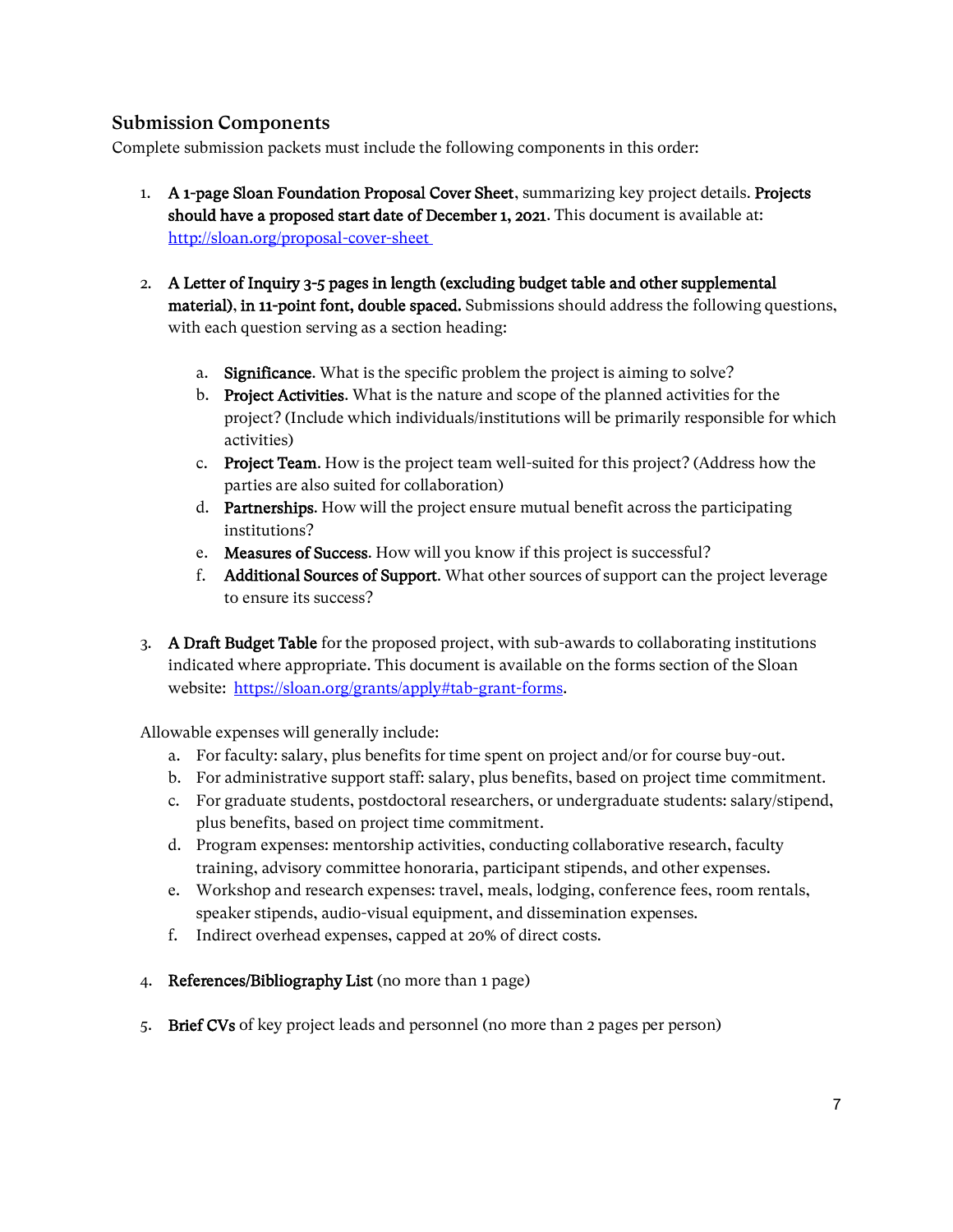## Submission Components

Complete submission packets must include the following components in this order:

1. **A 1-page Sloan Foundation Proposal Cover Sheet**, summarizing key project details. **Projects should have a proposed start date of December 1, 2021**. This document is available at: http://sloan.org/proposal-cover-sheet

2. **A Letter of Inquiry 3-5 pages in length (excluding budget table and other supplemental material), in 11-point font, double spaced.** Submissions should address the following questions, with each question serving as a section heading:

    a. **Significance**. What is the specific problem the project is aiming to solve?
    b. **Project Activities**. What is the nature and scope of the planned activities for the project? (Include which individuals/institutions will be primarily responsible for which activities)
    c. **Project Team**. How is the project team well-suited for this project? (Address how the parties are also suited for collaboration)
    d. **Partnerships**. How will the project ensure mutual benefit across the participating institutions?
    e. **Measures of Success**. How will you know if this project is successful?
    f. **Additional Sources of Support**. What other sources of support can the project leverage to ensure its success?

3. **A Draft Budget Table** for the proposed project, with sub-awards to collaborating institutions indicated where appropriate. This document is available on the forms section of the Sloan website: https://sloan.org/grants/apply#tab-grant-forms.

    Allowable expenses will generally include:

    a. For faculty: salary, plus benefits for time spent on project and/or for course buy-out.
    b. For administrative support staff: salary, plus benefits, based on project time commitment.
    c. For graduate students, postdoctoral researchers, or undergraduate students: salary/stipend, plus benefits, based on project time commitment.
    d. Program expenses: mentorship activities, conducting collaborative research, faculty training, advisory committee honoraria, participant stipends, and other expenses.
    e. Workshop and research expenses: travel, meals, lodging, conference fees, room rentals, speaker stipends, audio-visual equipment, and dissemination expenses.
    f. Indirect overhead expenses, capped at 20% of direct costs.

4. **References/Bibliography List** (no more than 1 page)

5. **Brief CVs** of key project leads and personnel (no more than 2 pages per person)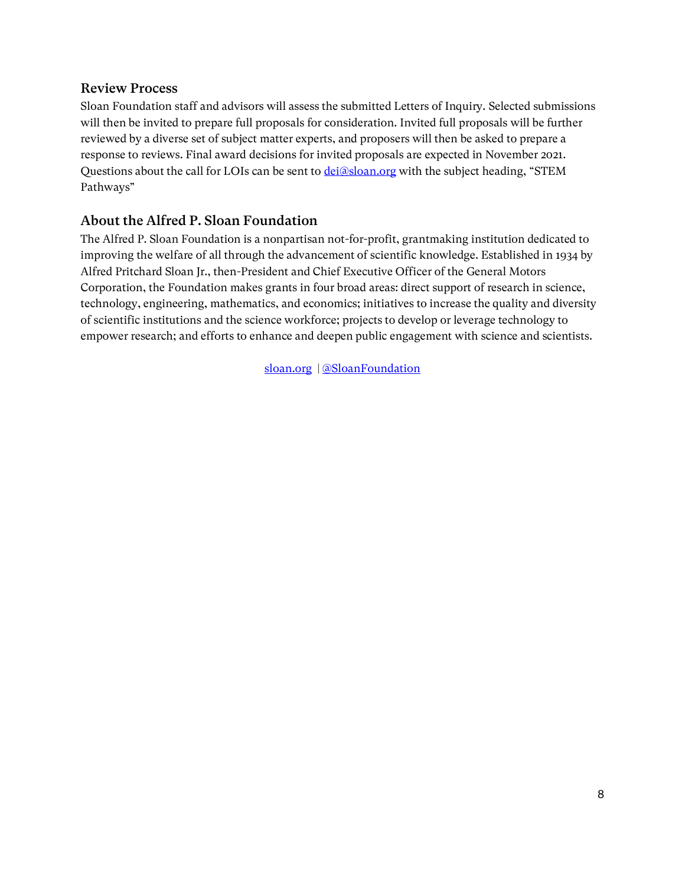## Review Process

Sloan Foundation staff and advisors will assess the submitted Letters of Inquiry. Selected submissions will then be invited to prepare full proposals for consideration. Invited full proposals will be further reviewed by a diverse set of subject matter experts, and proposers will then be asked to prepare a response to reviews. Final award decisions for invited proposals are expected in November 2021. Questions about the call for LOIs can be sent to dei@sloan.org with the subject heading, "STEM Pathways"

## About the Alfred P. Sloan Foundation

The Alfred P. Sloan Foundation is a nonpartisan not-for-profit, grantmaking institution dedicated to improving the welfare of all through the advancement of scientific knowledge. Established in 1934 by Alfred Pritchard Sloan Jr., then-President and Chief Executive Officer of the General Motors Corporation, the Foundation makes grants in four broad areas: direct support of research in science, technology, engineering, mathematics, and economics; initiatives to increase the quality and diversity of scientific institutions and the science workforce; projects to develop or leverage technology to empower research; and efforts to enhance and deepen public engagement with science and scientists.

sloan.org | @SloanFoundation